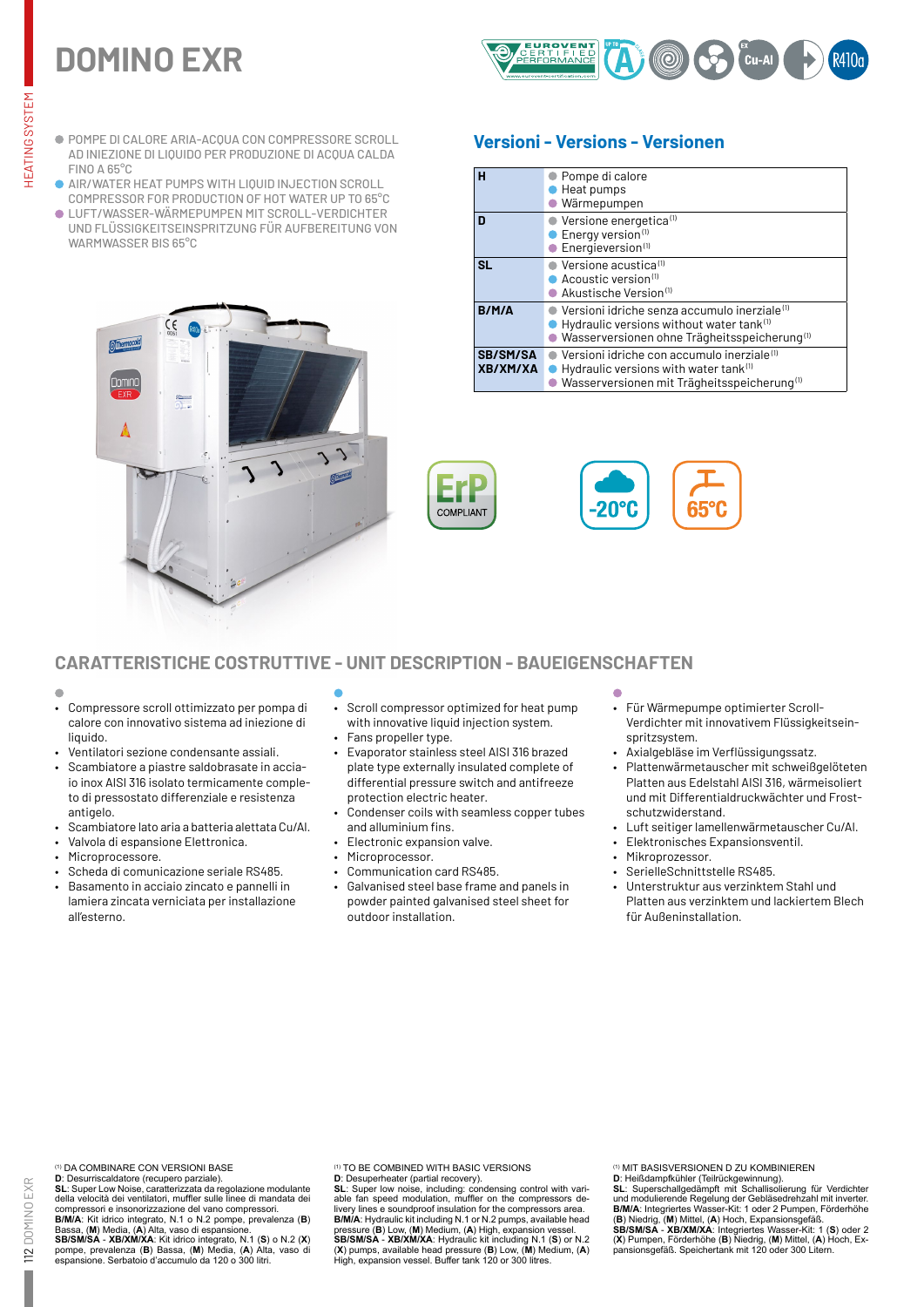# DOMINO EXR

- POMPE DI CALORE ARIA-ACQUA CON COMPRESSORE SCROLL AD INIEZIONE DI LIQUIDO PER PRODUZIONE DI ACQUA CALDA FINO A 65°C
- AIR/WATER HEAT PUMPS WITH LIQUID INJECTION SCROLL COMPRESSOR FOR PRODUCTION OF HOT WATER UP TO 65°C
- LUFT/WASSER-WÄRMEPUMPEN MIT SCROLL-VERDICHTER UND FLÜSSIGKEITSEINSPRITZUNG FÜR AUFBEREITUNG VON WARMWASSER BIS 65°C

## Versioni - Versions - Versionen

| | |
|---|---|
| **H** | Pompe di calore<br>Heat pumps<br>Wärmepumpen |
| **D** | Versione energetica[1]<br>Energy version[1]<br>Energieversion[1] |
| **SL** | Versione acustica[1]<br>Acoustic version[1]<br>Akustische Version[1] |
| **B/M/A** | Versioni idriche senza accumulo inerziale[1]<br>Hydraulic versions without water tank[1]<br>Wasserversionen ohne Trägheitsspeicherung[1] |
| **SB/SM/SA XB/XM/XA** | Versioni idriche con accumulo inerziale[1]<br>Hydraulic versions with water tank[1]<br>Wasserversionen mit Trägheitsspeicherung[1] |

ErP COMPLIANT

-20°C

65°C

## CARATTERISTICHE COSTRUTTIVE - UNIT DESCRIPTION - BAUEIGENSCHAFTEN

- Compressore scroll ottimizzato per pompa di calore con innovativo sistema ad iniezione di liquido.
- Ventilatori sezione condensante assiali.
- Scambiatore a piastre saldobrasate in acciaio inox AISI 316 isolato termicamente completo di pressostato differenziale e resistenza antigelo.
- Scambiatore lato aria a batteria alettata Cu/Al.
- Valvola di espansione Elettronica.
- Microprocessore.
- Scheda di comunicazione seriale RS485.
- Basamento in acciaio zincato e pannelli in lamiera zincata verniciata per installazione all'esterno.

- Scroll compressor optimized for heat pump with innovative liquid injection system.
- Fans propeller type.
- Evaporator stainless steel AISI 316 brazed plate type externally insulated complete of differential pressure switch and antifreeze protection electric heater.
- Condenser coils with seamless copper tubes and alluminium fins.
- Electronic expansion valve.
- Microprocessor.
- Communication card RS485.
- Galvanised steel base frame and panels in powder painted galvanised steel sheet for outdoor installation.

- Für Wärmepumpe optimierter Scroll-Verdichter mit innovativem Flüssigkeitseinspritzsystem.
- Axialgebläse im Verflüssigungssatz.
- Plattenwärmetauscher mit schweißgelöteten Platten aus Edelstahl AISI 316, wärmeisoliert und mit Differentialdruckwächter und Frostschutzwiderstand.
- Luft seitiger lamellenwärmetauscher Cu/Al.
- Elektronisches Expansionsventil.
- Mikroprozessor.
- SerielleSchnittstelle RS485.
- Unterstruktur aus verzinktem Stahl und Platten aus verzinktem und lackiertem Blech für Außeninstallation.

[1] DA COMBINARE CON VERSIONI BASE
**D**: Desurriscaldatore (recupero parziale).
**SL**: Super Low Noise, caratterizzata da regolazione modulante della velocità dei ventilatori, muffler sulle linee di mandata dei compressori e insonorizzazione del vano compressori.
**B/M/A**: Kit idrico integrato, N.1 o N.2 pompe, prevalenza (**B**) Bassa, (**M**) Media, (**A**) Alta, vaso di espansione.
**SB/SM/SA** - **XB/XM/XA**: Kit idrico integrato, N.1 (**S**) o N.2 (**X**) pompe, prevalenza (**B**) Bassa, (**M**) Media, (**A**) Alta, vaso di espansione. Serbatoio d'accumulo da 120 o 300 litri.

[1] TO BE COMBINED WITH BASIC VERSIONS
**D**: Desuperheater (partial recovery).
**SL**: Super low noise, including: condensing control with variable fan speed modulation, muffler on the compressors delivery lines & soundproof insulation for the compressors area.
**B/M/A**: Hydraulic kit including N.1 or N.2 pumps, available head pressure (**B**) Low, (**M**) Medium, (**A**) High, expansion vessel.
**SB/SM/SA** - **XB/XM/XA**: Hydraulic kit including N.1 (**S**) or N.2 (**X**) pumps, available head pressure (**B**) Low, (**M**) Medium, (**A**) High, expansion vessel. Buffer tank 120 or 300 litres.

[1] MIT BASISVERSIONEN D ZU KOMBINIEREN
**D**: Heißdampfkühler (Teilrückgewinnung).
**SL**: Superschallgedämpft mit Schallisolierung für Verdichter und modulierende Regelung der Gebläsedrehzahl mit inverter.
**B/M/A**: Integriertes Wasser-Kit: 1 oder 2 Pumpen, Förderhöhe (**B**) Niedrig, (**M**) Mittel, (**A**) Hoch, Expansionsgefäß.
**SB/SM/SA** - **XB/XM/XA**: Integriertes Wasser-Kit: 1 (**S**) oder 2 (**X**) Pumpen, Förderhöhe (**B**) Niedrig, (**M**) Mittel, (**A**) Hoch, Expansionsgefäß. Speichertank mit 120 oder 300 Litern.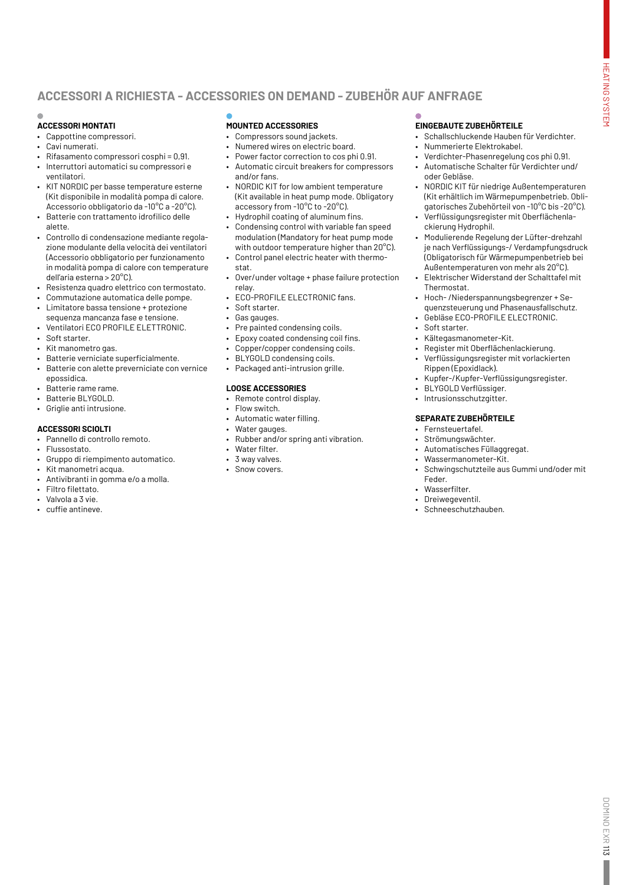## ACCESSORI A RICHIESTA - ACCESSORIES ON DEMAND - ZUBEHÖR AUF ANFRAGE

### ACCESSORI MONTATI

- Cappottine compressori.
- Cavi numerati.
- Rifasamento compressori cosphi = 0,91.
- Interruttori automatici su compressori e ventilatori.
- KIT NORDIC per basse temperature esterne (Kit disponibile in modalità pompa di calore. Accessorio obbligatorio da -10°C a -20°C).
- Batterie con trattamento idrofilico delle alette.
- Controllo di condensazione mediante regolazione modulante della velocità dei ventilatori (Accessorio obbligatorio per funzionamento in modalità pompa di calore con temperature dell'aria esterna > 20°C).
- Resistenza quadro elettrico con termostato.
- Commutazione automatica delle pompe.
- Limitatore bassa tensione + protezione sequenza mancanza fase e tensione.
- Ventilatori ECO PROFILE ELETTRONIC.
- Soft starter.
- Kit manometro gas.
- Batterie verniciate superficialmente.
- Batterie con alette preverniciate con vernice epossidica.
- Batterie rame rame.
- Batterie BLYGOLD.
- Griglie anti intrusione.

### ACCESSORI SCIOLTI

- Pannello di controllo remoto.
- Flussostato.
- Gruppo di riempimento automatico.
- Kit manometri acqua.
- Antivibranti in gomma e/o a molla.
- Filtro filettato.
- Valvola a 3 vie.
- cuffie antineve.

### MOUNTED ACCESSORIES

- Compressors sound jackets.
- Numered wires on electric board.
- Power factor correction to cos phi 0.91.
- Automatic circuit breakers for compressors and/or fans.
- NORDIC KIT for low ambient temperature (Kit available in heat pump mode. Obligatory accessory from -10°C to -20°C).
- Hydrophil coating of aluminum fins.
- Condensing control with variable fan speed modulation (Mandatory for heat pump mode with outdoor temperature higher than 20°C).
- Control panel electric heater with thermostat.
- Over/under voltage + phase failure protection relay.
- ECO-PROFILE ELECTRONIC fans.
- Soft starter.
- Gas gauges.
- Pre painted condensing coils.
- Epoxy coated condensing coil fins.
- Copper/copper condensing coils.
- BLYGOLD condensing coils.
- Packaged anti-intrusion grille.

### LOOSE ACCESSORIES

- Remote control display.
- Flow switch.
- Automatic water filling.
- Water gauges.
- Rubber and/or spring anti vibration.
- Water filter.
- 3 way valves.
- Snow covers.

### EINGEBAUTE ZUBEHÖRTEILE

- Schallschluckende Hauben für Verdichter.
- Nummerierte Elektrokabel.
- Verdichter-Phasenregelung cos phi 0,91.
- Automatische Schalter für Verdichter und/oder Gebläse.
- NORDIC KIT für niedrige Außentemperaturen (Kit erhältlich im Wärmepumpenbetrieb. Obligatorisches Zubehörteil von -10°C bis -20°C).
- Verflüssigungsregister mit Oberflächenlackierung Hydrophil.
- Modulierende Regelung der Lüfter-drehzahl je nach Verflüssigungs-/ Verdampfungsdruck (Obligatorisch für Wärmepumpenbetrieb bei Außentemperaturen von mehr als 20°C).
- Elektrischer Widerstand der Schalttafel mit Thermostat.
- Hoch- /Niederspannungsbegrenzer + Sequenzsteuerung und Phasenausfallschutz.
- Gebläse ECO-PROFILE ELECTRONIC.
- Soft starter.
- Kältegasmanometer-Kit.
- Register mit Oberflächenlackierung.
- Verflüssigungsregister mit vorlackierten Rippen (Epoxidlack).
- Kupfer-/Kupfer-Verflüssigungsregister.
- BLYGOLD Verflüssiger.
- Intrusionsschutzgitter.

### SEPARATE ZUBEHÖRTEILE

- Fernsteuertafel.
- Strömungswächter.
- Automatisches Füllaggregat.
- Wassermanometer-Kit.
- Schwingschutzteile aus Gummi und/oder mit Feder.
- Wasserfilter.
- Dreiwegeventil.
- Schneeschutzhauben.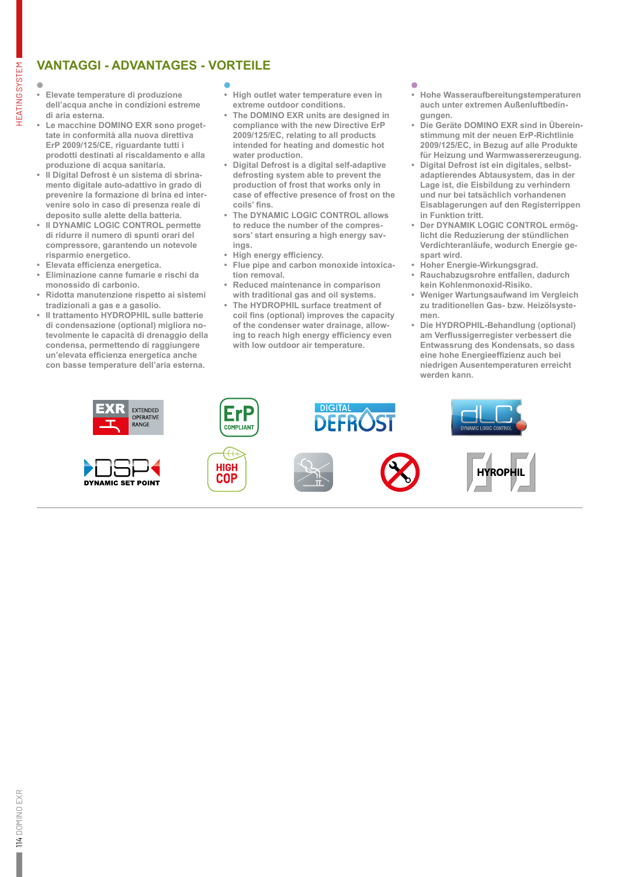## VANTAGGI - ADVANTAGES - VORTEILE

- Elevate temperature di produzione dell'acqua anche in condizioni estreme di aria esterna.
- Le macchine DOMINO EXR sono progettate in conformità alla nuova direttiva ErP 2009/125/CE, riguardante tutti i prodotti destinati al riscaldamento e alla produzione di acqua sanitaria.
- Il Digital Defrost è un sistema di sbrinamento digitale auto-adattivo in grado di prevenire la formazione di brina ed intervenire solo in caso di presenza reale di deposito sulle alette della batteria.
- Il DYNAMIC LOGIC CONTROL permette di ridurre il numero di spunti orari del compressore, garantendo un notevole risparmio energetico.
- Elevata efficienza energetica.
- Eliminazione canne fumarie e rischi da monossido di carbonio.
- Ridotta manutenzione rispetto ai sistemi tradizionali a gas e a gasolio.
- Il trattamento HYDROPHIL sulle batterie di condensazione (optional) migliora notevolmente le capacità di drenaggio della condensa, permettendo di raggiungere un'elevata efficienza energetica anche con basse temperature dell'aria esterna.

- High outlet water temperature even in extreme outdoor conditions.
- The DOMINO EXR units are designed in compliance with the new Directive ErP 2009/125/EC, relating to all products intended for heating and domestic hot water production.
- Digital Defrost is a digital self-adaptive defrosting system able to prevent the production of frost that works only in case of effective presence of frost on the coils' fins.
- The DYNAMIC LOGIC CONTROL allows to reduce the number of the compressors' start ensuring a high energy savings.
- High energy efficiency.
- Flue pipe and carbon monoxide intoxication removal.
- Reduced maintenance in comparison with traditional gas and oil systems.
- The HYDROPHIL surface treatment of coil fins (optional) improves the capacity of the condenser water drainage, allowing to reach high energy efficiency even with low outdoor air temperature.

- Hohe Wasseraufbereitungstemperaturen auch unter extremen Außenluftbedingungen.
- Die Geräte DOMINO EXR sind in Übereinstimmung mit der neuen ErP-Richtlinie 2009/125/EC, in Bezug auf alle Produkte für Heizung und Warmwassererzeugung.
- Digital Defrost ist ein digitales, selbstadaptierendes Abtausystem, das in der Lage ist, die Eisbildung zu verhindern und nur bei tatsächlich vorhandenen Eisablagerungen auf den Registerrippen in Funktion tritt.
- Der DYNAMIK LOGIC CONTROL ermöglicht die Reduzierung der stündlichen Verdichteranläufe, wodurch Energie gespart wird.
- Hoher Energie-Wirkungsgrad.
- Rauchabzugsrohre entfallen, dadurch kein Kohlenmonoxid-Risiko.
- Weniger Wartungsaufwand im Vergleich zu traditionellen Gas- bzw. Heizölsystemen.
- Die HYDROPHIL-Behandlung (optional) am Verflussigerregister verbessert die Entwassrung des Kondensats, so dass eine hohe Energieeffizienz auch bei niedrigen Ausentemperaturen erreicht werden kann.

EXR EXTENDED OPERATIVE RANGE | ErP COMPLIANT | DIGITAL DEFROST | DYNAMIC LOGIC CONTROL | DYNAMIC SET POINT | HIGH COP | HYROPHIL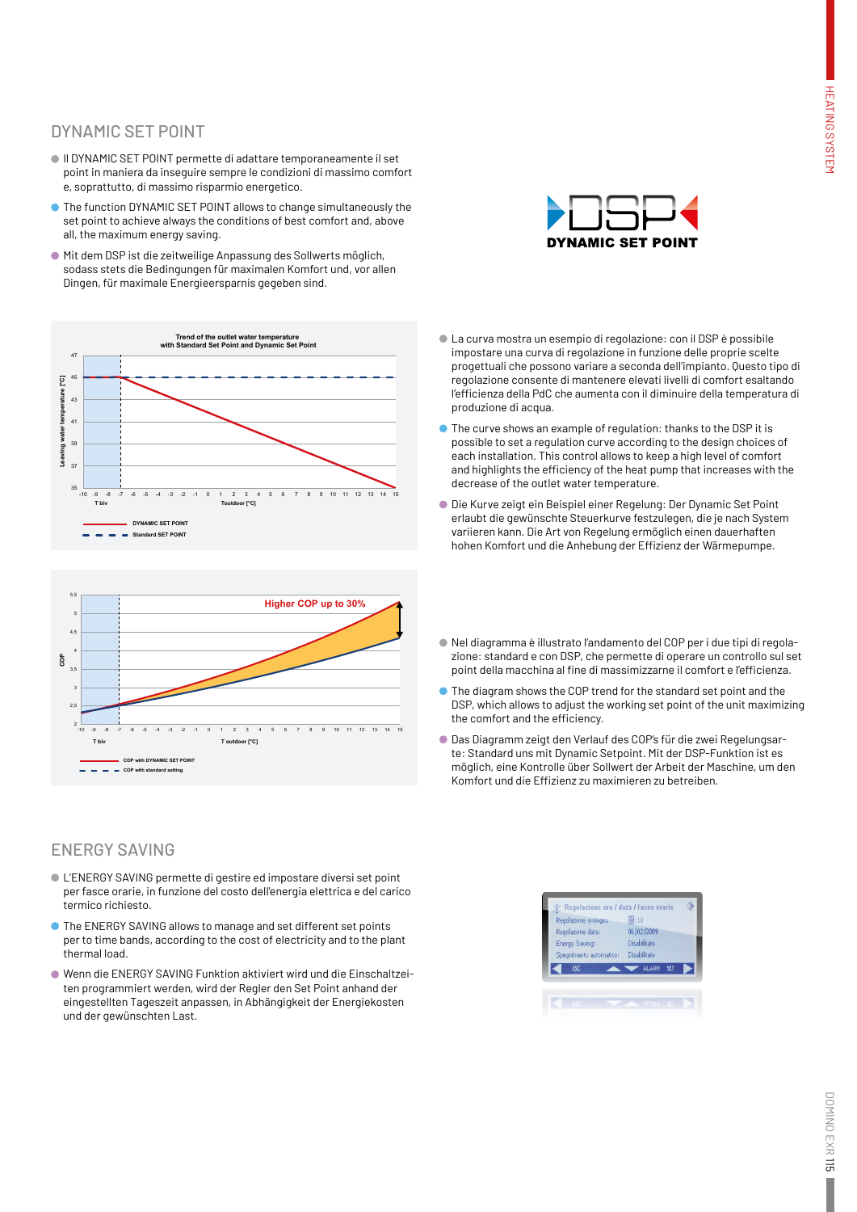## DYNAMIC SET POINT

- Il DYNAMIC SET POINT permette di adattare temporaneamente il set point in maniera da inseguire sempre le condizioni di massimo comfort e, soprattutto, di massimo risparmio energetico.
- The function DYNAMIC SET POINT allows to change simultaneously the set point to achieve always the conditions of best comfort and, above all, the maximum energy saving.
- Mit dem DSP ist die zeitweilige Anpassung des Sollwerts möglich, sodass stets die Bedingungen für maximalen Komfort und, vor allen Dingen, für maximale Energieersparnis gegeben sind.

DSP
DYNAMIC SET POINT

Trend of the outlet water temperature with Standard Set Point and Dynamic Set Point

Leaving water temperature [°C]

T biv — Toutdoor [°C]

DYNAMIC SET POINT
Standard SET POINT

- La curva mostra un esempio di regolazione: con il DSP è possibile impostare una curva di regolazione in funzione delle proprie scelte progettuali che possono variare a seconda dell'impianto. Questo tipo di regolazione consente di mantenere elevati livelli di comfort esaltando l'efficienza della PdC che aumenta con il diminuire della temperatura di produzione di acqua.
- The curve shows an example of regulation: thanks to the DSP it is possible to set a regulation curve according to the design choices of each installation. This control allows to keep a high level of comfort and highlights the efficiency of the heat pump that increases with the decrease of the outlet water temperature.
- Die Kurve zeigt ein Beispiel einer Regelung: Der Dynamic Set Point erlaubt die gewünschte Steuerkurve festzulegen, die je nach System variieren kann. Die Art von Regelung ermöglich einen dauerhaften hohen Komfort und die Anhebung der Effizienz der Wärmepumpe.

Higher COP up to 30%

COP

T biv — T outdoor [°C]

COP with DYNAMIC SET POINT
COP with standard setting

- Nel diagramma è illustrato l'andamento del COP per i due tipi di regolazione: standard e con DSP, che permette di operare un controllo sul set point della macchina al fine di massimizzarne il comfort e l'efficienza.
- The diagram shows the COP trend for the standard set point and the DSP, which allows to adjust the working set point of the unit maximizing the comfort and the efficiency.
- Das Diagramm zeigt den Verlauf des COP's für die zwei Regelungsarte: Standard uns mit Dynamic Setpoint. Mit der DSP-Funktion ist es möglich, eine Kontrolle über Sollwert der Arbeit der Maschine, um den Komfort und die Effizienz zu maximieren zu betreiben.

## ENERGY SAVING

- L'ENERGY SAVING permette di gestire ed impostare diversi set point per fasce orarie, in funzione del costo dell'energia elettrica e del carico termico richiesto.
- The ENERGY SAVING allows to manage and set different set points per to time bands, according to the cost of electricity and to the plant thermal load.
- Wenn die ENERGY SAVING Funktion aktiviert wird und die Einschaltzeiten programmiert werden, wird der Regler den Set Point anhand der eingestellten Tageszeit anpassen, in Abhängigkeit der Energiekosten und der gewünschten Last.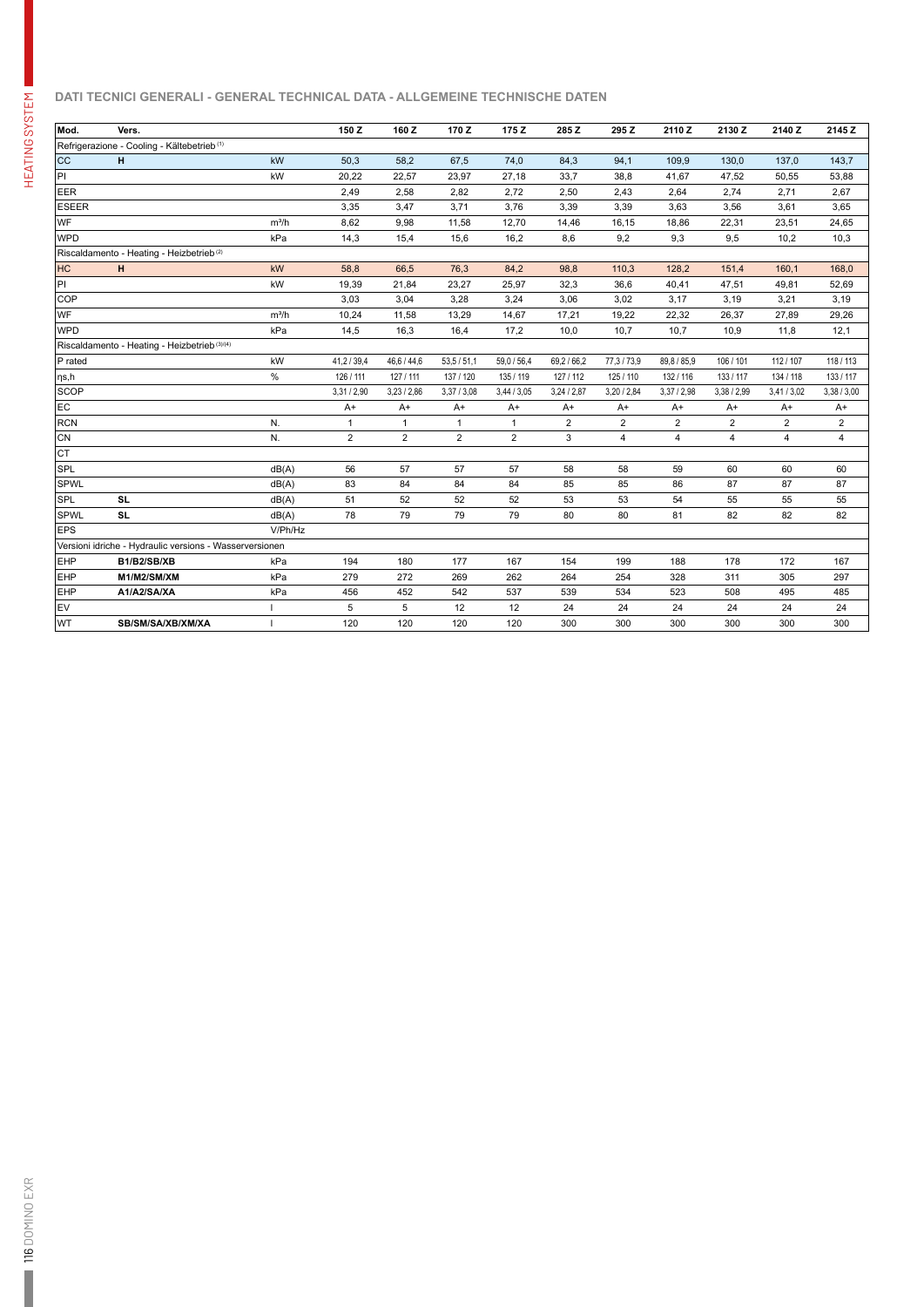## DATI TECNICI GENERALI - GENERAL TECHNICAL DATA - ALLGEMEINE TECHNISCHE DATEN

| Mod. | Vers. | | 150 Z | 160 Z | 170 Z | 175 Z | 285 Z | 295 Z | 2110 Z | 2130 Z | 2140 Z | 2145 Z |
|---|---|---|---|---|---|---|---|---|---|---|---|---|
| Refrigerazione - Cooling - Kältebetrieb (1) | | | | | | | | | | | | |
| CC | H | kW | 50,3 | 58,2 | 67,5 | 74,0 | 84,3 | 94,1 | 109,9 | 130,0 | 137,0 | 143,7 |
| PI | | kW | 20,22 | 22,57 | 23,97 | 27,18 | 33,7 | 38,8 | 41,67 | 47,52 | 50,55 | 53,88 |
| EER | | | 2,49 | 2,58 | 2,82 | 2,72 | 2,50 | 2,43 | 2,64 | 2,74 | 2,71 | 2,67 |
| ESEER | | | 3,35 | 3,47 | 3,71 | 3,76 | 3,39 | 3,39 | 3,63 | 3,56 | 3,61 | 3,65 |
| WF | | m³/h | 8,62 | 9,98 | 11,58 | 12,70 | 14,46 | 16,15 | 18,86 | 22,31 | 23,51 | 24,65 |
| WPD | | kPa | 14,3 | 15,4 | 15,6 | 16,2 | 8,6 | 9,2 | 9,3 | 9,5 | 10,2 | 10,3 |
| Riscaldamento - Heating - Heizbetrieb (2) | | | | | | | | | | | | |
| HC | H | kW | 58,8 | 66,5 | 76,3 | 84,2 | 98,8 | 110,3 | 128,2 | 151,4 | 160,1 | 168,0 |
| PI | | kW | 19,39 | 21,84 | 23,27 | 25,97 | 32,3 | 36,6 | 40,41 | 47,51 | 49,81 | 52,69 |
| COP | | | 3,03 | 3,04 | 3,28 | 3,24 | 3,06 | 3,02 | 3,17 | 3,19 | 3,21 | 3,19 |
| WF | | m³/h | 10,24 | 11,58 | 13,29 | 14,67 | 17,21 | 19,22 | 22,32 | 26,37 | 27,89 | 29,26 |
| WPD | | kPa | 14,5 | 16,3 | 16,4 | 17,2 | 10,0 | 10,7 | 10,7 | 10,9 | 11,8 | 12,1 |
| Riscaldamento - Heating - Heizbetrieb (3)(4) | | | | | | | | | | | | |
| P rated | | kW | 41,2 / 39,4 | 46,6 / 44,6 | 53,5 / 51,1 | 59,0 / 56,4 | 69,2 / 66,2 | 77,3 / 73,9 | 89,8 / 85,9 | 106 / 101 | 112 / 107 | 118 / 113 |
| ηs,h | | % | 126 / 111 | 127 / 111 | 137 / 120 | 135 / 119 | 127 / 112 | 125 / 110 | 132 / 116 | 133 / 117 | 134 / 118 | 133 / 117 |
| SCOP | | | 3,31 / 2,90 | 3,23 / 2,86 | 3,37 / 3,08 | 3,44 / 3,05 | 3,24 / 2,87 | 3,20 / 2,84 | 3,37 / 2,98 | 3,38 / 2,99 | 3,41 / 3,02 | 3,38 / 3,00 |
| EC | | | A+ | A+ | A+ | A+ | A+ | A+ | A+ | A+ | A+ | A+ |
| RCN | | N. | 1 | 1 | 1 | 1 | 2 | 2 | 2 | 2 | 2 | 2 |
| CN | | N. | 2 | 2 | 2 | 2 | 3 | 4 | 4 | 4 | 4 | 4 |
| CT | | | | | | | | | | | | |
| SPL | | dB(A) | 56 | 57 | 57 | 57 | 58 | 58 | 59 | 60 | 60 | 60 |
| SPWL | | dB(A) | 83 | 84 | 84 | 84 | 85 | 85 | 86 | 87 | 87 | 87 |
| SPL | SL | dB(A) | 51 | 52 | 52 | 52 | 53 | 53 | 54 | 55 | 55 | 55 |
| SPWL | SL | dB(A) | 78 | 79 | 79 | 79 | 80 | 80 | 81 | 82 | 82 | 82 |
| EPS | | V/Ph/Hz | | | | | | | | | | |
| Versioni idriche - Hydraulic versions - Wasserversionen | | | | | | | | | | | | |
| EHP | B1/B2/SB/XB | kPa | 194 | 180 | 177 | 167 | 154 | 199 | 188 | 178 | 172 | 167 |
| EHP | M1/M2/SM/XM | kPa | 279 | 272 | 269 | 262 | 264 | 254 | 328 | 311 | 305 | 297 |
| EHP | A1/A2/SA/XA | kPa | 456 | 452 | 542 | 537 | 539 | 534 | 523 | 508 | 495 | 485 |
| EV | | l | 5 | 5 | 12 | 12 | 24 | 24 | 24 | 24 | 24 | 24 |
| WT | SB/SM/SA/XB/XM/XA | l | 120 | 120 | 120 | 120 | 300 | 300 | 300 | 300 | 300 | 300 |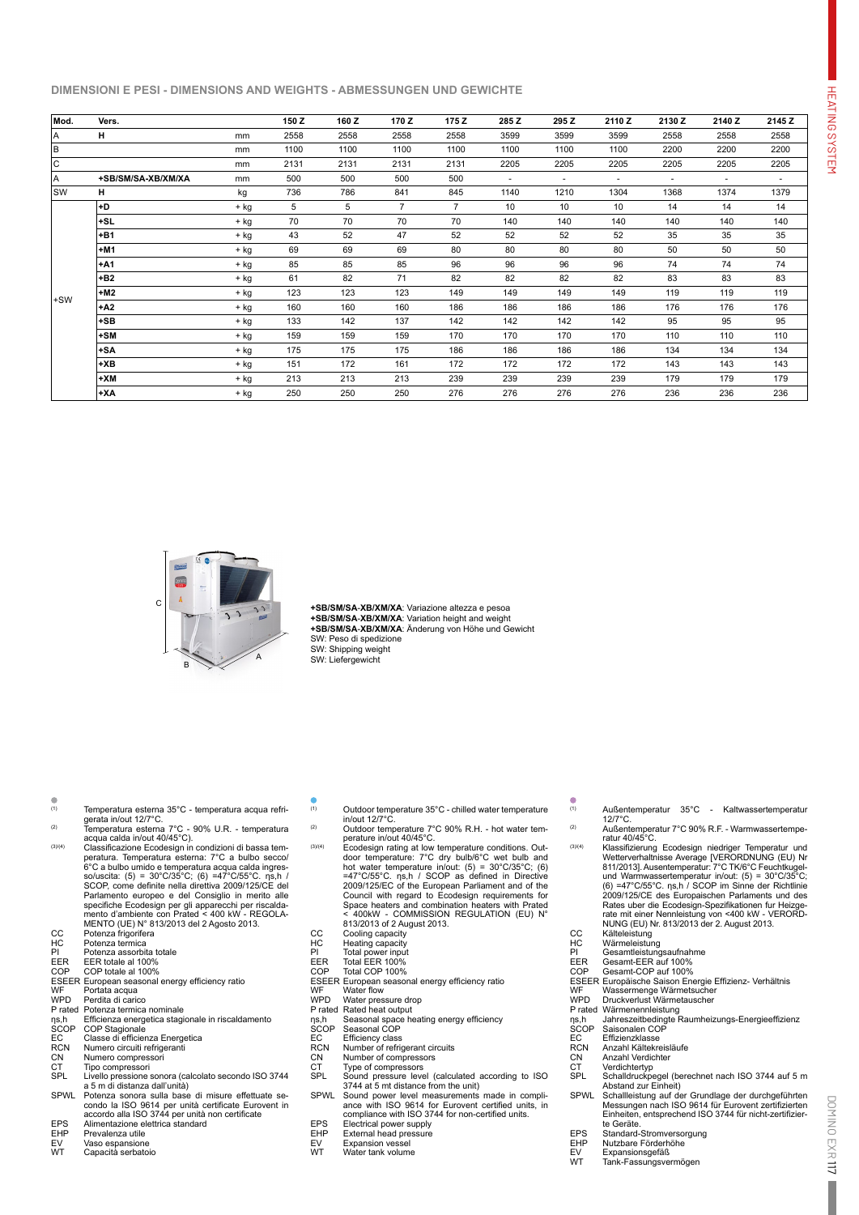## DIMENSIONI E PESI - DIMENSIONS AND WEIGHTS - ABMESSUNGEN UND GEWICHTE

| Mod. | Vers. | | 150 Z | 160 Z | 170 Z | 175 Z | 285 Z | 295 Z | 2110 Z | 2130 Z | 2140 Z | 2145 Z |
|---|---|---|---|---|---|---|---|---|---|---|---|---|
| A | H | mm | 2558 | 2558 | 2558 | 2558 | 3599 | 3599 | 3599 | 2558 | 2558 | 2558 |
| B | | mm | 1100 | 1100 | 1100 | 1100 | 1100 | 1100 | 1100 | 2200 | 2200 | 2200 |
| C | | mm | 2131 | 2131 | 2131 | 2131 | 2205 | 2205 | 2205 | 2205 | 2205 | 2205 |
| A | +SB/SM/SA-XB/XM/XA | mm | 500 | 500 | 500 | 500 | - | - | - | - | - | - |
| SW | H | kg | 736 | 786 | 841 | 845 | 1140 | 1210 | 1304 | 1368 | 1374 | 1379 |
| +SW | +D | + kg | 5 | 5 | 7 | 7 | 10 | 10 | 10 | 14 | 14 | 14 |
| | +SL | + kg | 70 | 70 | 70 | 70 | 140 | 140 | 140 | 140 | 140 | 140 |
| | +B1 | + kg | 43 | 52 | 47 | 52 | 52 | 52 | 52 | 35 | 35 | 35 |
| | +M1 | + kg | 69 | 69 | 69 | 80 | 80 | 80 | 80 | 50 | 50 | 50 |
| | +A1 | + kg | 85 | 85 | 85 | 96 | 96 | 96 | 96 | 74 | 74 | 74 |
| | +B2 | + kg | 61 | 82 | 71 | 82 | 82 | 82 | 82 | 83 | 83 | 83 |
| | +M2 | + kg | 123 | 123 | 123 | 149 | 149 | 149 | 149 | 119 | 119 | 119 |
| | +A2 | + kg | 160 | 160 | 160 | 186 | 186 | 186 | 186 | 176 | 176 | 176 |
| | +SB | + kg | 133 | 142 | 137 | 142 | 142 | 142 | 142 | 95 | 95 | 95 |
| | +SM | + kg | 159 | 159 | 159 | 170 | 170 | 170 | 170 | 110 | 110 | 110 |
| | +SA | + kg | 175 | 175 | 175 | 186 | 186 | 186 | 186 | 134 | 134 | 134 |
| | +XB | + kg | 151 | 172 | 161 | 172 | 172 | 172 | 172 | 143 | 143 | 143 |
| | +XM | + kg | 213 | 213 | 213 | 239 | 239 | 239 | 239 | 179 | 179 | 179 |
| | +XA | + kg | 250 | 250 | 250 | 276 | 276 | 276 | 276 | 236 | 236 | 236 |

C

B

A

**+SB/SM/SA-XB/XM/XA**: Variazione altezza e pesoa
**+SB/SM/SA-XB/XM/XA**: Variation height and weight
**+SB/SM/SA-XB/XM/XA**: Änderung von Höhe und Gewicht
SW: Peso di spedizione
SW: Shipping weight
SW: Liefergewicht

(1) Temperatura esterna 35°C - temperatura acqua refrigerata in/out 12/7°C.
(2) Temperatura esterna 7°C - 90% U.R. - temperatura acqua calda in/out 40/45°C).
(3)(4) Classificazione Ecodesign in condizioni di bassa temperatura. Temperatura esterna: 7°C a bulbo secco/ 6°C a bulbo umido e temperatura acqua calda ingresso/uscita: (5) = 30°C/35°C; (6) =47°C/55°C. ηs,h / SCOP, come definite nella direttiva 2009/125/CE del Parlamento europeo e del Consiglio in merito alle specifiche Ecodesign per gli apparecchi per riscaldamento d'ambiente con Prated < 400 kW - REGOLAMENTO (UE) N° 813/2013 del 2 Agosto 2013.

CC Potenza frigorifera
HC Potenza termica
PI Potenza assorbita totale
EER EER totale al 100%
COP COP totale al 100%
ESEER European seasonal energy efficiency ratio
WF Portata acqua
WPD Perdita di carico
P rated Potenza termica nominale
ηs,h Efficienza energetica stagionale in riscaldamento
SCOP COP Stagionale
EC Classe di efficienza Energetica
RCN Numero circuiti refrigeranti
CN Numero compressori
CT Tipo compressori
SPL Livello pressione sonora (calcolato secondo ISO 3744 a 5 m di distanza dall'unità)
SPWL Potenza sonora sulla base di misure effettuate secondo la ISO 9614 per unità certificate Eurovent in accordo alla ISO 3744 per unità non certificate
EPS Alimentazione elettrica standard
EHP Prevalenza utile
EV Vaso espansione
WT Capacità serbatoio

(1) Outdoor temperature 35°C - chilled water temperature in/out 12/7°C.
(2) Outdoor temperature 7°C 90% R.H. - hot water temperature in/out 40/45°C.
(3)(4) Ecodesign rating at low temperature conditions. Outdoor temperature: 7°C dry bulb/6°C wet bulb and hot water temperature in/out: (5) = 30°C/35°C; (6) =47°C/55°C. ηs,h / SCOP as defined in Directive 2009/125/EC of the European Parliament and of the Council with regard to Ecodesign requirements for Space heaters and combination heaters with Prated < 400kW - COMMISSION REGULATION (EU) N° 813/2013 of 2 August 2013.

CC Cooling capacity
HC Heating capacity
PI Total power input
EER Total EER 100%
COP Total COP 100%
ESEER European seasonal energy efficiency ratio
WF Water flow
WPD Water pressure drop
P rated Rated heat output
ηs,h Seasonal space heating energy efficiency
SCOP Seasonal COP
EC Efficiency class
RCN Number of refrigerant circuits
CN Number of compressors
CT Type of compressors
SPL Sound pressure level (calculated according to ISO 3744 at 5 mt distance from the unit)
SPWL Sound power level measurements made in compliance with ISO 9614 for Eurovent certified units, in compliance with ISO 3744 for non-certified units.
EPS Electrical power supply
EHP External head pressure
EV Expansion vessel
WT Water tank volume

(1) Außentemperatur 35°C - Kaltwassertemperatur 12/7°C.
(2) Außentemperatur 7°C 90% R.F. - Warmwassertemperatur 40/45°C.
(3)(4) Klassifizierung Ecodesign niedriger Temperatur und Wetterverhaltnisse Average [VERORDNUNG (EU) Nr 811/2013]. Ausentemperatur: 7°C TK/6°C Feuchtkugel- und Warmwassertemperatur in/out: (5) = 30°C/35°C; (6) =47°C/55°C. ηs,h / SCOP im Sinne der Richtlinie 2009/125/CE des Europaischen Parlaments und des Rates uber die Ecodesign-Spezifikationen fur Heizgerate mit einer Nennleistung von <400 kW - VERORDNUNG (EU) Nr. 813/2013 der 2. August 2013.

CC Kälteleistung
HC Wärmeleistung
PI Gesamtleistungsaufnahme
EER Gesamt-EER auf 100%
COP Gesamt-COP auf 100%
ESEER Europäische Saison Energie Effizienz- Verhältnis
WF Wassermenge Wärmetsucher
WPD Druckverlust Wärmetauscher
P rated Wärmenennleistung
ηs,h Jahreszeitbedingte Raumheizungs-Energieeffizienz
SCOP Saisonalen COP
EC Effizienzklasse
RCN Anzahl Kältekreisläufe
CN Anzahl Verdichter
CT Verdichtertyp
SPL Schalldruckpegel (berechnet nach ISO 3744 auf 5 m Abstand zur Einheit)
SPWL Schallleistung auf der Grundlage der durchgeführten Messungen nach ISO 9614 für Eurovent zertifizierten Einheiten, entsprechend ISO 3744 für nicht-zertifizierte Geräte.
EPS Standard-Stromversorgung
EHP Nutzbare Förderhöhe
EV Expansionsgefäß
WT Tank-Fassungsvermögen